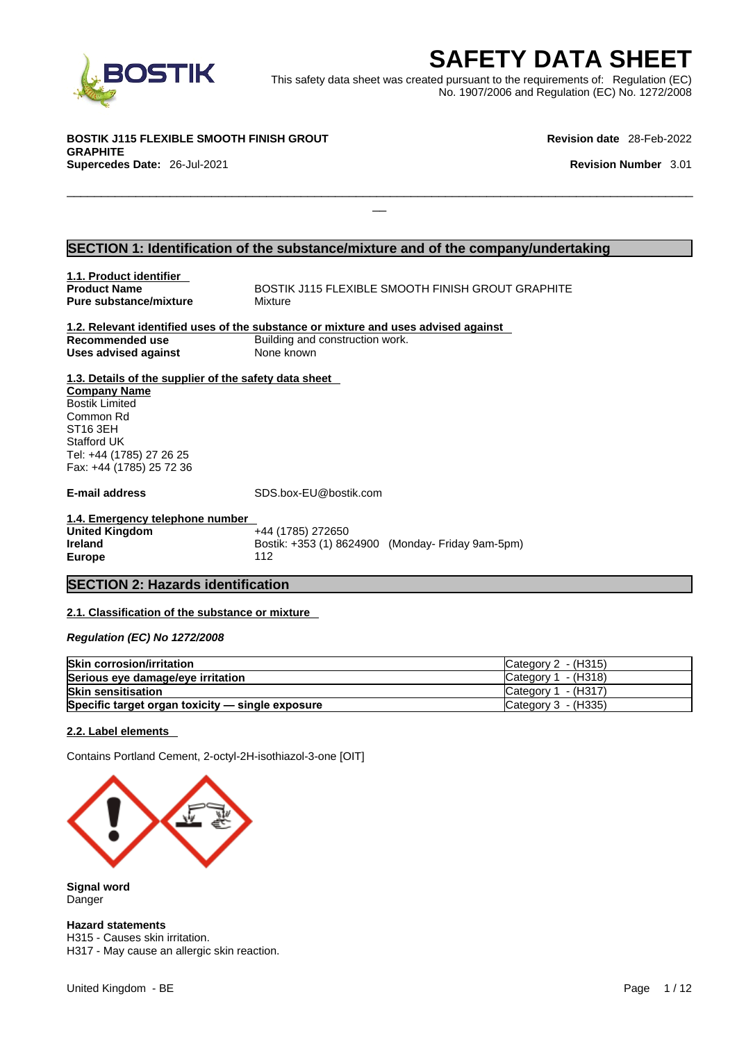# SAFETY DATA SHEET

This safety data sheet was created pursuant to the requirements of: Regulation (EC) No. 1907/2006 and Regulation (EC) No. 1272/2008

**BOSTIK J115 FLEXIBLE SMOOTH FINISH GROUT GRAPHITE**

**Supercedes Date:** 26-Jul-2021

**Revision date** 28-Feb-2022

**Revision Number** 3.01

## SECTION 1: Identification of the substance/mixture and of the company/undertaking

### 1.1. Product identifier

**Product Name** BOSTIK J115 FLEXIBLE SMOOTH FINISH GROUT GRAPHITE

**Pure substance/mixture** Mixture

### 1.2. Relevant identified uses of the substance or mixture and uses advised against

**Recommended use** Building and construction work.

**Uses advised against** None known

### 1.3. Details of the supplier of the safety data sheet

**Company Name**

Bostik Limited
Common Rd
ST16 3EH
Stafford UK
Tel: +44 (1785) 27 26 25
Fax: +44 (1785) 25 72 36

**E-mail address** SDS.box-EU@bostik.com

### 1.4. Emergency telephone number

**United Kingdom** +44 (1785) 272650

**Ireland** Bostik: +353 (1) 8624900 (Monday- Friday 9am-5pm)

**Europe** 112

## SECTION 2: Hazards identification

### 2.1. Classification of the substance or mixture

***Regulation (EC) No 1272/2008***

| | |
|---|---|
| **Skin corrosion/irritation** | Category 2 - (H315) |
| **Serious eye damage/eye irritation** | Category 1 - (H318) |
| **Skin sensitisation** | Category 1 - (H317) |
| **Specific target organ toxicity — single exposure** | Category 3 - (H335) |

### 2.2. Label elements

Contains Portland Cement, 2-octyl-2H-isothiazol-3-one [OIT]

**Signal word**
Danger

**Hazard statements**
H315 - Causes skin irritation.
H317 - May cause an allergic skin reaction.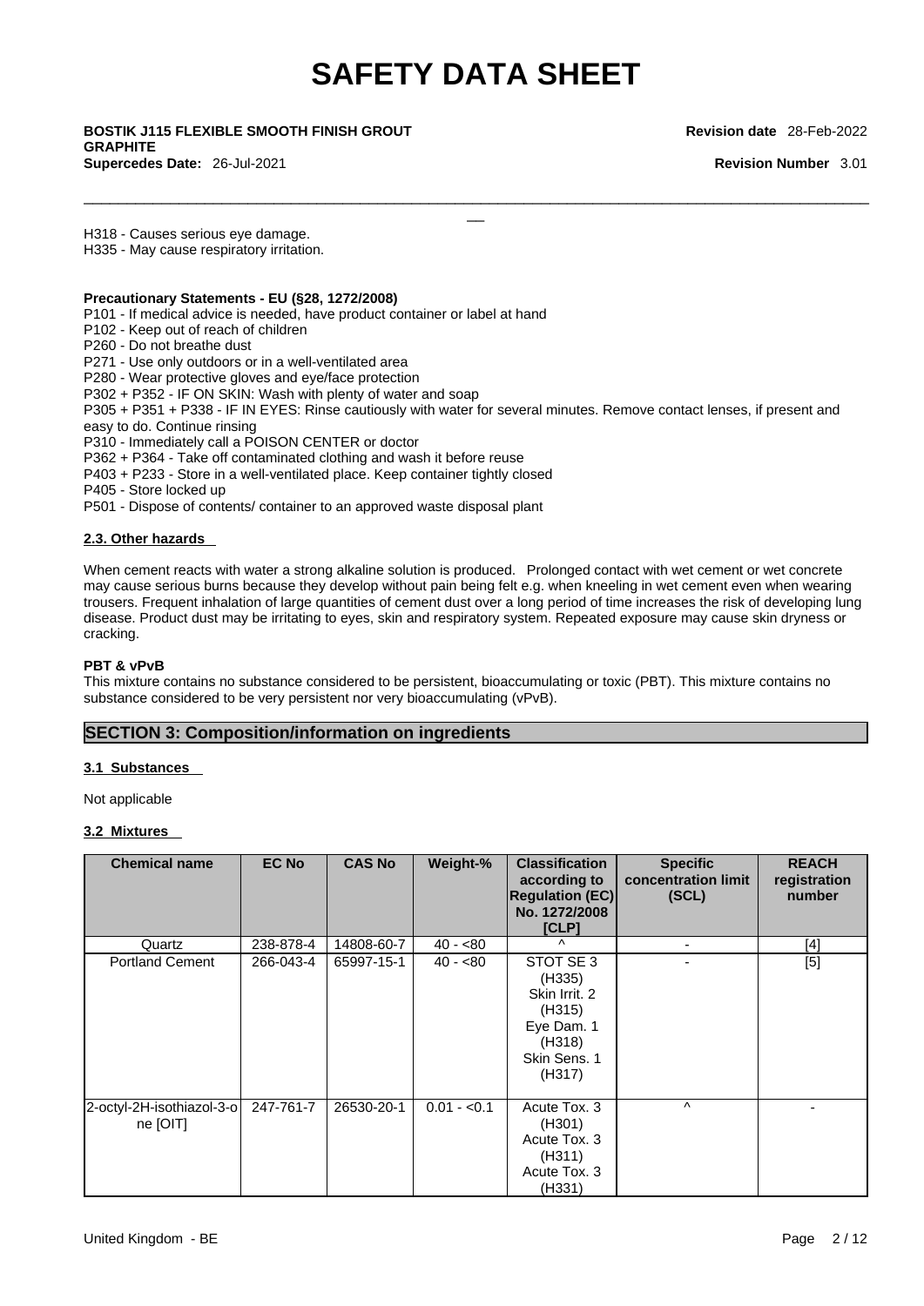H318 - Causes serious eye damage.
H335 - May cause respiratory irritation.

**Precautionary Statements - EU (§28, 1272/2008)**
P101 - If medical advice is needed, have product container or label at hand
P102 - Keep out of reach of children
P260 - Do not breathe dust
P271 - Use only outdoors or in a well-ventilated area
P280 - Wear protective gloves and eye/face protection
P302 + P352 - IF ON SKIN: Wash with plenty of water and soap
P305 + P351 + P338 - IF IN EYES: Rinse cautiously with water for several minutes. Remove contact lenses, if present and easy to do. Continue rinsing
P310 - Immediately call a POISON CENTER or doctor
P362 + P364 - Take off contaminated clothing and wash it before reuse
P403 + P233 - Store in a well-ventilated place. Keep container tightly closed
P405 - Store locked up
P501 - Dispose of contents/ container to an approved waste disposal plant

### 2.3. Other hazards

When cement reacts with water a strong alkaline solution is produced. Prolonged contact with wet cement or wet concrete may cause serious burns because they develop without pain being felt e.g. when kneeling in wet cement even when wearing trousers. Frequent inhalation of large quantities of cement dust over a long period of time increases the risk of developing lung disease. Product dust may be irritating to eyes, skin and respiratory system. Repeated exposure may cause skin dryness or cracking.

**PBT & vPvB**
This mixture contains no substance considered to be persistent, bioaccumulating or toxic (PBT). This mixture contains no substance considered to be very persistent nor very bioaccumulating (vPvB).

## SECTION 3: Composition/information on ingredients

### 3.1 Substances

Not applicable

### 3.2 Mixtures

| Chemical name | EC No | CAS No | Weight-% | Classification according to Regulation (EC) No. 1272/2008 [CLP] | Specific concentration limit (SCL) | REACH registration number |
|---|---|---|---|---|---|---|
| Quartz | 238-878-4 | 14808-60-7 | 40 - <80 | ^ | - | [4] |
| Portland Cement | 266-043-4 | 65997-15-1 | 40 - <80 | STOT SE 3 (H335) Skin Irrit. 2 (H315) Eye Dam. 1 (H318) Skin Sens. 1 (H317) | - | [5] |
| 2-octyl-2H-isothiazol-3-one [OIT] | 247-761-7 | 26530-20-1 | 0.01 - <0.1 | Acute Tox. 3 (H301) Acute Tox. 3 (H311) Acute Tox. 3 (H331) | ^ | - |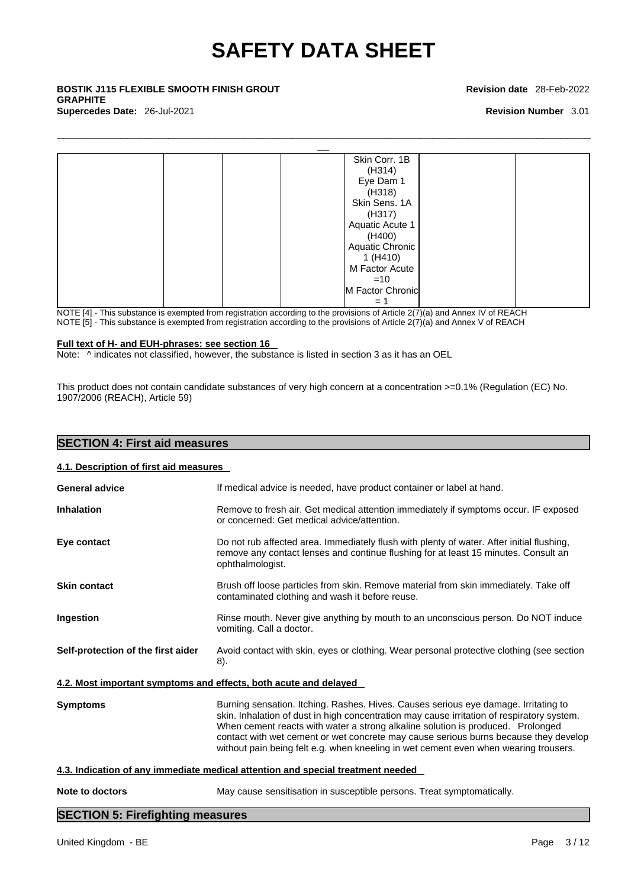| | | | | | | |
|---|---|---|---|---|---|---|
| | | | | Skin Corr. 1B (H314) Eye Dam 1 (H318) Skin Sens. 1A (H317) Aquatic Acute 1 (H400) Aquatic Chronic 1 (H410) M Factor Acute =10 M Factor Chronic = 1 | | |

NOTE [4] - This substance is exempted from registration according to the provisions of Article 2(7)(a) and Annex IV of REACH
NOTE [5] - This substance is exempted from registration according to the provisions of Article 2(7)(a) and Annex V of REACH

**Full text of H- and EUH-phrases: see section 16**

Note: ^ indicates not classified, however, the substance is listed in section 3 as it has an OEL

This product does not contain candidate substances of very high concern at a concentration >=0.1% (Regulation (EC) No. 1907/2006 (REACH), Article 59)

## SECTION 4: First aid measures

### 4.1. Description of first aid measures

**General advice** If medical advice is needed, have product container or label at hand.

**Inhalation** Remove to fresh air. Get medical attention immediately if symptoms occur. IF exposed or concerned: Get medical advice/attention.

**Eye contact** Do not rub affected area. Immediately flush with plenty of water. After initial flushing, remove any contact lenses and continue flushing for at least 15 minutes. Consult an ophthalmologist.

**Skin contact** Brush off loose particles from skin. Remove material from skin immediately. Take off contaminated clothing and wash it before reuse.

**Ingestion** Rinse mouth. Never give anything by mouth to an unconscious person. Do NOT induce vomiting. Call a doctor.

**Self-protection of the first aider** Avoid contact with skin, eyes or clothing. Wear personal protective clothing (see section 8).

### 4.2. Most important symptoms and effects, both acute and delayed

**Symptoms** Burning sensation. Itching. Rashes. Hives. Causes serious eye damage. Irritating to skin. Inhalation of dust in high concentration may cause irritation of respiratory system. When cement reacts with water a strong alkaline solution is produced. Prolonged contact with wet cement or wet concrete may cause serious burns because they develop without pain being felt e.g. when kneeling in wet cement even when wearing trousers.

### 4.3. Indication of any immediate medical attention and special treatment needed

**Note to doctors** May cause sensitisation in susceptible persons. Treat symptomatically.

## SECTION 5: Firefighting measures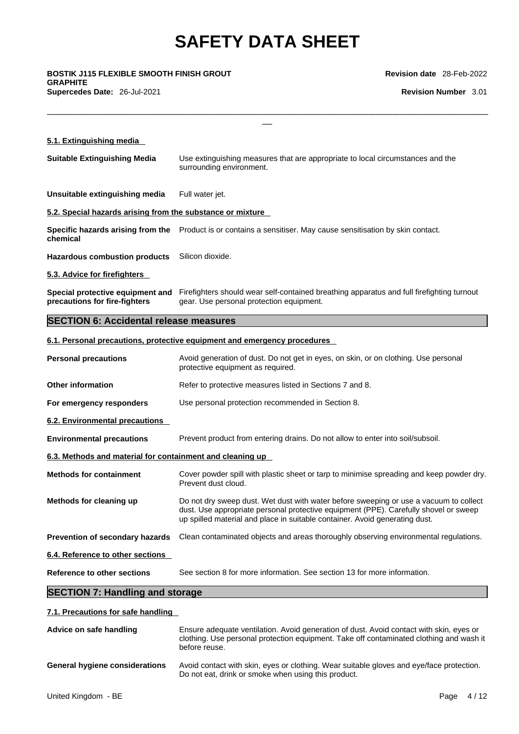#### 5.1. Extinguishing media

**Suitable Extinguishing Media** Use extinguishing measures that are appropriate to local circumstances and the surrounding environment.

**Unsuitable extinguishing media** Full water jet.

#### 5.2. Special hazards arising from the substance or mixture

**Specific hazards arising from the chemical** Product is or contains a sensitiser. May cause sensitisation by skin contact.

**Hazardous combustion products** Silicon dioxide.

#### 5.3. Advice for firefighters

**Special protective equipment and precautions for fire-fighters** Firefighters should wear self-contained breathing apparatus and full firefighting turnout gear. Use personal protection equipment.

## SECTION 6: Accidental release measures

#### 6.1. Personal precautions, protective equipment and emergency procedures

**Personal precautions** Avoid generation of dust. Do not get in eyes, on skin, or on clothing. Use personal protective equipment as required.

**Other information** Refer to protective measures listed in Sections 7 and 8.

**For emergency responders** Use personal protection recommended in Section 8.

#### 6.2. Environmental precautions

**Environmental precautions** Prevent product from entering drains. Do not allow to enter into soil/subsoil.

#### 6.3. Methods and material for containment and cleaning up

**Methods for containment** Cover powder spill with plastic sheet or tarp to minimise spreading and keep powder dry. Prevent dust cloud.

**Methods for cleaning up** Do not dry sweep dust. Wet dust with water before sweeping or use a vacuum to collect dust. Use appropriate personal protective equipment (PPE). Carefully shovel or sweep up spilled material and place in suitable container. Avoid generating dust.

**Prevention of secondary hazards** Clean contaminated objects and areas thoroughly observing environmental regulations.

#### 6.4. Reference to other sections

**Reference to other sections** See section 8 for more information. See section 13 for more information.

## SECTION 7: Handling and storage

#### 7.1. Precautions for safe handling

**Advice on safe handling** Ensure adequate ventilation. Avoid generation of dust. Avoid contact with skin, eyes or clothing. Use personal protection equipment. Take off contaminated clothing and wash it before reuse.

**General hygiene considerations** Avoid contact with skin, eyes or clothing. Wear suitable gloves and eye/face protection. Do not eat, drink or smoke when using this product.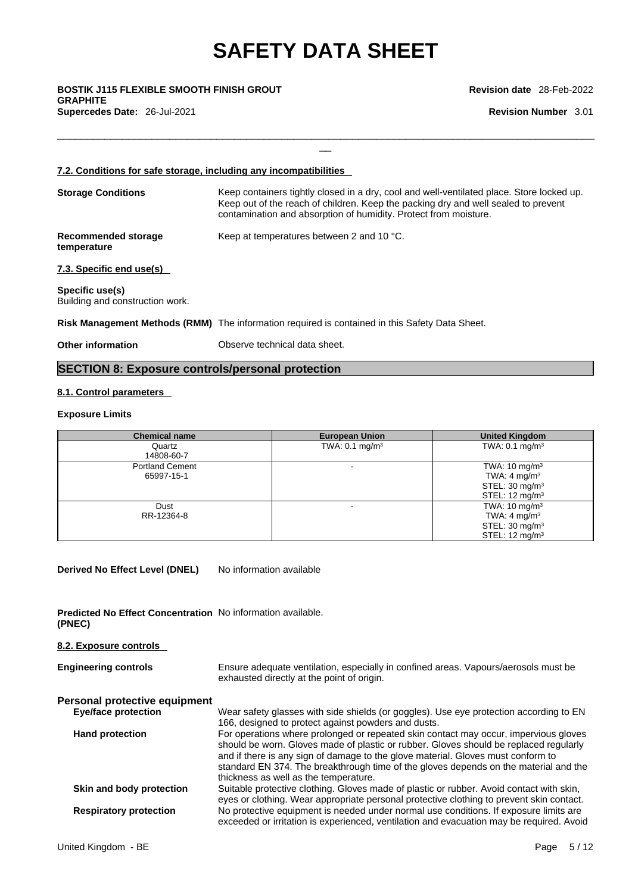#### 7.2. Conditions for safe storage, including any incompatibilities

**Storage Conditions** Keep containers tightly closed in a dry, cool and well-ventilated place. Store locked up. Keep out of the reach of children. Keep the packing dry and well sealed to prevent contamination and absorption of humidity. Protect from moisture.

**Recommended storage temperature** Keep at temperatures between 2 and 10 °C.

#### 7.3. Specific end use(s)

**Specific use(s)**
Building and construction work.

**Risk Management Methods (RMM)** The information required is contained in this Safety Data Sheet.

**Other information** Observe technical data sheet.

## SECTION 8: Exposure controls/personal protection

#### 8.1. Control parameters

**Exposure Limits**

| Chemical name | European Union | United Kingdom |
|---|---|---|
| Quartz<br>14808-60-7 | TWA: 0.1 mg/m³ | TWA: 0.1 mg/m³ |
| Portland Cement<br>65997-15-1 | - | TWA: 10 mg/m³<br>TWA: 4 mg/m³<br>STEL: 30 mg/m³<br>STEL: 12 mg/m³ |
| Dust<br>RR-12364-8 | - | TWA: 10 mg/m³<br>TWA: 4 mg/m³<br>STEL: 30 mg/m³<br>STEL: 12 mg/m³ |

**Derived No Effect Level (DNEL)** No information available

**Predicted No Effect Concentration (PNEC)** No information available.

#### 8.2. Exposure controls

**Engineering controls** Ensure adequate ventilation, especially in confined areas. Vapours/aerosols must be exhausted directly at the point of origin.

**Personal protective equipment**

**Eye/face protection** Wear safety glasses with side shields (or goggles). Use eye protection according to EN 166, designed to protect against powders and dusts.

**Hand protection** For operations where prolonged or repeated skin contact may occur, impervious gloves should be worn. Gloves made of plastic or rubber. Gloves should be replaced regularly and if there is any sign of damage to the glove material. Gloves must conform to standard EN 374. The breakthrough time of the gloves depends on the material and the thickness as well as the temperature.

**Skin and body protection** Suitable protective clothing. Gloves made of plastic or rubber. Avoid contact with skin, eyes or clothing. Wear appropriate personal protective clothing to prevent skin contact.

**Respiratory protection** No protective equipment is needed under normal use conditions. If exposure limits are exceeded or irritation is experienced, ventilation and evacuation may be required. Avoid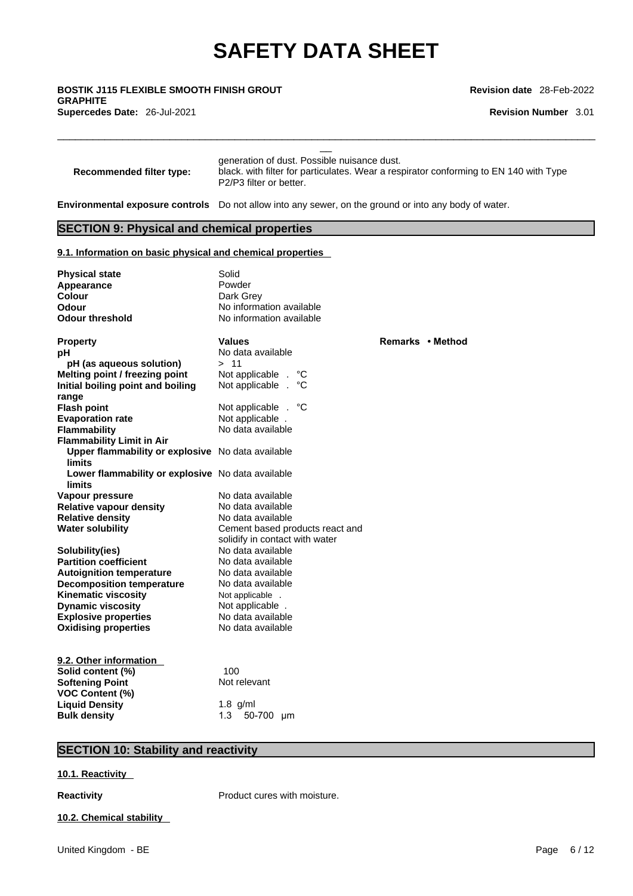generation of dust. Possible nuisance dust.

| | |
|---|---|
| **Recommended filter type:** | black. with filter for particulates. Wear a respirator conforming to EN 140 with Type P2/P3 filter or better. |

**Environmental exposure controls** Do not allow into any sewer, on the ground or into any body of water.

## SECTION 9: Physical and chemical properties

### 9.1. Information on basic physical and chemical properties

| | |
|---|---|
| **Physical state** | Solid |
| **Appearance** | Powder |
| **Colour** | Dark Grey |
| **Odour** | No information available |
| **Odour threshold** | No information available |

| **Property** | **Values** | **Remarks • Method** |
|---|---|---|
| **pH** | No data available | |
| **pH (as aqueous solution)** | > 11 | |
| **Melting point / freezing point** | Not applicable . °C | |
| **Initial boiling point and boiling range** | Not applicable . °C | |
| **Flash point** | Not applicable . °C | |
| **Evaporation rate** | Not applicable . | |
| **Flammability** | No data available | |
| **Flammability Limit in Air** | | |
| **Upper flammability or explosive limits** | No data available | |
| **Lower flammability or explosive limits** | No data available | |
| **Vapour pressure** | No data available | |
| **Relative vapour density** | No data available | |
| **Relative density** | No data available | |
| **Water solubility** | Cement based products react and solidify in contact with water | |
| **Solubility(ies)** | No data available | |
| **Partition coefficient** | No data available | |
| **Autoignition temperature** | No data available | |
| **Decomposition temperature** | No data available | |
| **Kinematic viscosity** | Not applicable . | |
| **Dynamic viscosity** | Not applicable . | |
| **Explosive properties** | No data available | |
| **Oxidising properties** | No data available | |

### 9.2. Other information

| | |
|---|---|
| **Solid content (%)** | 100 |
| **Softening Point** | Not relevant |
| **VOC Content (%)** | |
| **Liquid Density** | 1.8 g/ml |
| **Bulk density** | 1.3 50-700 µm |

## SECTION 10: Stability and reactivity

### 10.1. Reactivity

**Reactivity** Product cures with moisture.

### 10.2. Chemical stability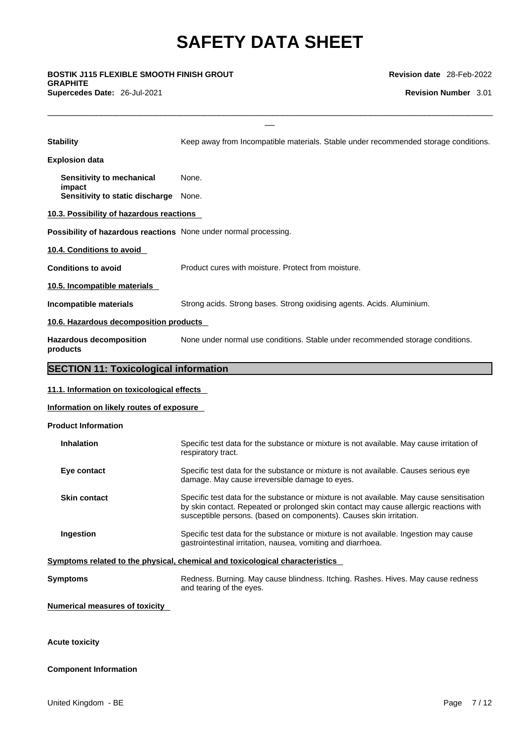**Stability** Keep away from Incompatible materials. Stable under recommended storage conditions.

**Explosion data**

**Sensitivity to mechanical impact** None.

**Sensitivity to static discharge** None.

**10.3. Possibility of hazardous reactions**

**Possibility of hazardous reactions** None under normal processing.

**10.4. Conditions to avoid**

**Conditions to avoid** Product cures with moisture. Protect from moisture.

**10.5. Incompatible materials**

**Incompatible materials** Strong acids. Strong bases. Strong oxidising agents. Acids. Aluminium.

**10.6. Hazardous decomposition products**

**Hazardous decomposition products** None under normal use conditions. Stable under recommended storage conditions.

## SECTION 11: Toxicological information

**11.1. Information on toxicological effects**

**Information on likely routes of exposure**

**Product Information**

**Inhalation** Specific test data for the substance or mixture is not available. May cause irritation of respiratory tract.

**Eye contact** Specific test data for the substance or mixture is not available. Causes serious eye damage. May cause irreversible damage to eyes.

**Skin contact** Specific test data for the substance or mixture is not available. May cause sensitisation by skin contact. Repeated or prolonged skin contact may cause allergic reactions with susceptible persons. (based on components). Causes skin irritation.

**Ingestion** Specific test data for the substance or mixture is not available. Ingestion may cause gastrointestinal irritation, nausea, vomiting and diarrhoea.

**Symptoms related to the physical, chemical and toxicological characteristics**

**Symptoms** Redness. Burning. May cause blindness. Itching. Rashes. Hives. May cause redness and tearing of the eyes.

**Numerical measures of toxicity**

**Acute toxicity**

**Component Information**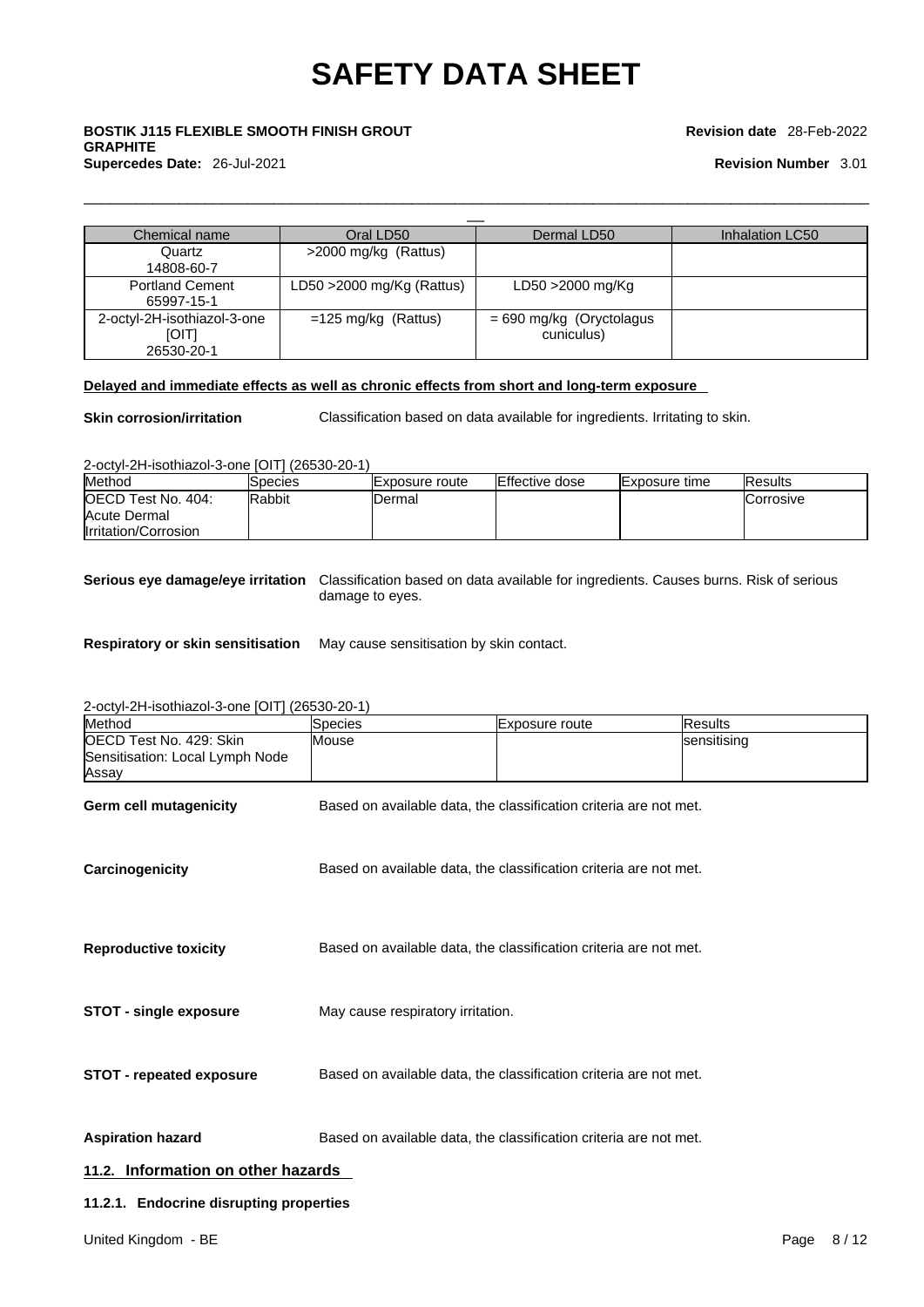| Chemical name | Oral LD50 | Dermal LD50 | Inhalation LC50 |
|---|---|---|---|
| Quartz 14808-60-7 | >2000 mg/kg (Rattus) | | |
| Portland Cement 65997-15-1 | LD50 >2000 mg/Kg (Rattus) | LD50 >2000 mg/Kg | |
| 2-octyl-2H-isothiazol-3-one [OIT] 26530-20-1 | =125 mg/kg (Rattus) | = 690 mg/kg (Oryctolagus cuniculus) | |

**Delayed and immediate effects as well as chronic effects from short and long-term exposure**

**Skin corrosion/irritation** Classification based on data available for ingredients. Irritating to skin.

2-octyl-2H-isothiazol-3-one [OIT] (26530-20-1)

| Method | Species | Exposure route | Effective dose | Exposure time | Results |
|---|---|---|---|---|---|
| OECD Test No. 404: Acute Dermal Irritation/Corrosion | Rabbit | Dermal | | | Corrosive |

**Serious eye damage/eye irritation** Classification based on data available for ingredients. Causes burns. Risk of serious damage to eyes.

**Respiratory or skin sensitisation** May cause sensitisation by skin contact.

2-octyl-2H-isothiazol-3-one [OIT] (26530-20-1)

| Method | Species | Exposure route | Results |
|---|---|---|---|
| OECD Test No. 429: Skin Sensitisation: Local Lymph Node Assay | Mouse | | sensitising |

**Germ cell mutagenicity** Based on available data, the classification criteria are not met.

**Carcinogenicity** Based on available data, the classification criteria are not met.

**Reproductive toxicity** Based on available data, the classification criteria are not met.

**STOT - single exposure** May cause respiratory irritation.

**STOT - repeated exposure** Based on available data, the classification criteria are not met.

**Aspiration hazard** Based on available data, the classification criteria are not met.

## 11.2. Information on other hazards

### 11.2.1. Endocrine disrupting properties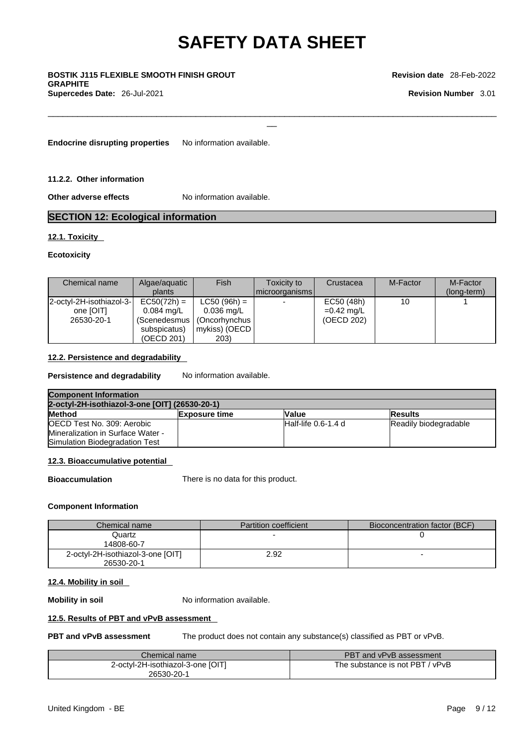**Endocrine disrupting properties** No information available.

#### 11.2.2. Other information

**Other adverse effects** No information available.

## SECTION 12: Ecological information

### 12.1. Toxicity

**Ecotoxicity**

| Chemical name | Algae/aquatic plants | Fish | Toxicity to microorganisms | Crustacea | M-Factor | M-Factor (long-term) |
|---|---|---|---|---|---|---|
| 2-octyl-2H-isothiazol-3-one [OIT] 26530-20-1 | EC50(72h) = 0.084 mg/L (Scenedesmus subspicatus) (OECD 201) | LC50 (96h) = 0.036 mg/L (Oncorhynchus mykiss) (OECD 203) | - | EC50 (48h) =0.42 mg/L (OECD 202) | 10 | 1 |

### 12.2. Persistence and degradability

**Persistence and degradability** No information available.

| **Component Information** | | | |
|---|---|---|---|
| **2-octyl-2H-isothiazol-3-one [OIT] (26530-20-1)** | | | |
| **Method** | **Exposure time** | **Value** | **Results** |
| OECD Test No. 309: Aerobic Mineralization in Surface Water - Simulation Biodegradation Test | | Half-life 0.6-1.4 d | Readily biodegradable |

### 12.3. Bioaccumulative potential

**Bioaccumulation** There is no data for this product.

**Component Information**

| Chemical name | Partition coefficient | Bioconcentration factor (BCF) |
|---|---|---|
| Quartz 14808-60-7 | - | 0 |
| 2-octyl-2H-isothiazol-3-one [OIT] 26530-20-1 | 2.92 | - |

### 12.4. Mobility in soil

**Mobility in soil** No information available.

### 12.5. Results of PBT and vPvB assessment

**PBT and vPvB assessment** The product does not contain any substance(s) classified as PBT or vPvB.

| Chemical name | PBT and vPvB assessment |
|---|---|
| 2-octyl-2H-isothiazol-3-one [OIT] 26530-20-1 | The substance is not PBT / vPvB |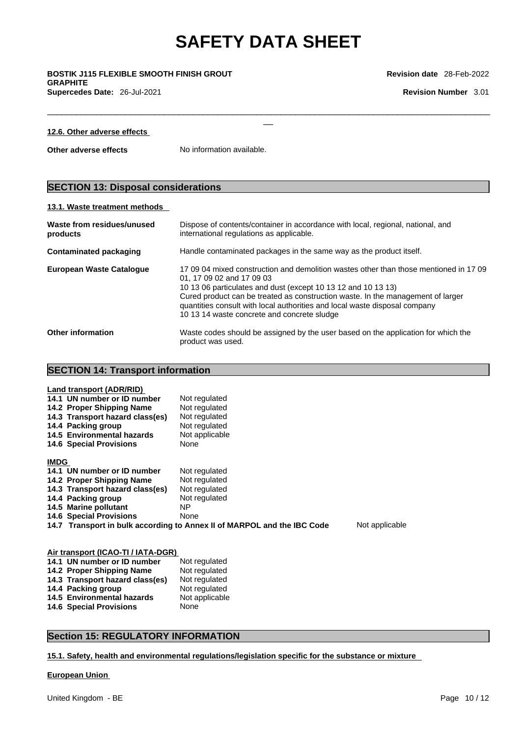#### 12.6. Other adverse effects

**Other adverse effects** No information available.

## SECTION 13: Disposal considerations

#### 13.1. Waste treatment methods

| | |
|---|---|
| **Waste from residues/unused products** | Dispose of contents/container in accordance with local, regional, national, and international regulations as applicable. |
| **Contaminated packaging** | Handle contaminated packages in the same way as the product itself. |
| **European Waste Catalogue** | 17 09 04 mixed construction and demolition wastes other than those mentioned in 17 09 01, 17 09 02 and 17 09 03<br>10 13 06 particulates and dust (except 10 13 12 and 10 13 13)<br>Cured product can be treated as construction waste. In the management of larger quantities consult with local authorities and local waste disposal company<br>10 13 14 waste concrete and concrete sludge |
| **Other information** | Waste codes should be assigned by the user based on the application for which the product was used. |

## SECTION 14: Transport information

**Land transport (ADR/RID)**

| | |
|---|---|
| **14.1 UN number or ID number** | Not regulated |
| **14.2 Proper Shipping Name** | Not regulated |
| **14.3 Transport hazard class(es)** | Not regulated |
| **14.4 Packing group** | Not regulated |
| **14.5 Environmental hazards** | Not applicable |
| **14.6 Special Provisions** | None |

**IMDG**

| | |
|---|---|
| **14.1 UN number or ID number** | Not regulated |
| **14.2 Proper Shipping Name** | Not regulated |
| **14.3 Transport hazard class(es)** | Not regulated |
| **14.4 Packing group** | Not regulated |
| **14.5 Marine pollutant** | NP |
| **14.6 Special Provisions** | None |
| **14.7 Transport in bulk according to Annex II of MARPOL and the IBC Code** | Not applicable |

**Air transport (ICAO-TI / IATA-DGR)**

| | |
|---|---|
| **14.1 UN number or ID number** | Not regulated |
| **14.2 Proper Shipping Name** | Not regulated |
| **14.3 Transport hazard class(es)** | Not regulated |
| **14.4 Packing group** | Not regulated |
| **14.5 Environmental hazards** | Not applicable |
| **14.6 Special Provisions** | None |

## Section 15: REGULATORY INFORMATION

#### 15.1. Safety, health and environmental regulations/legislation specific for the substance or mixture

**European Union**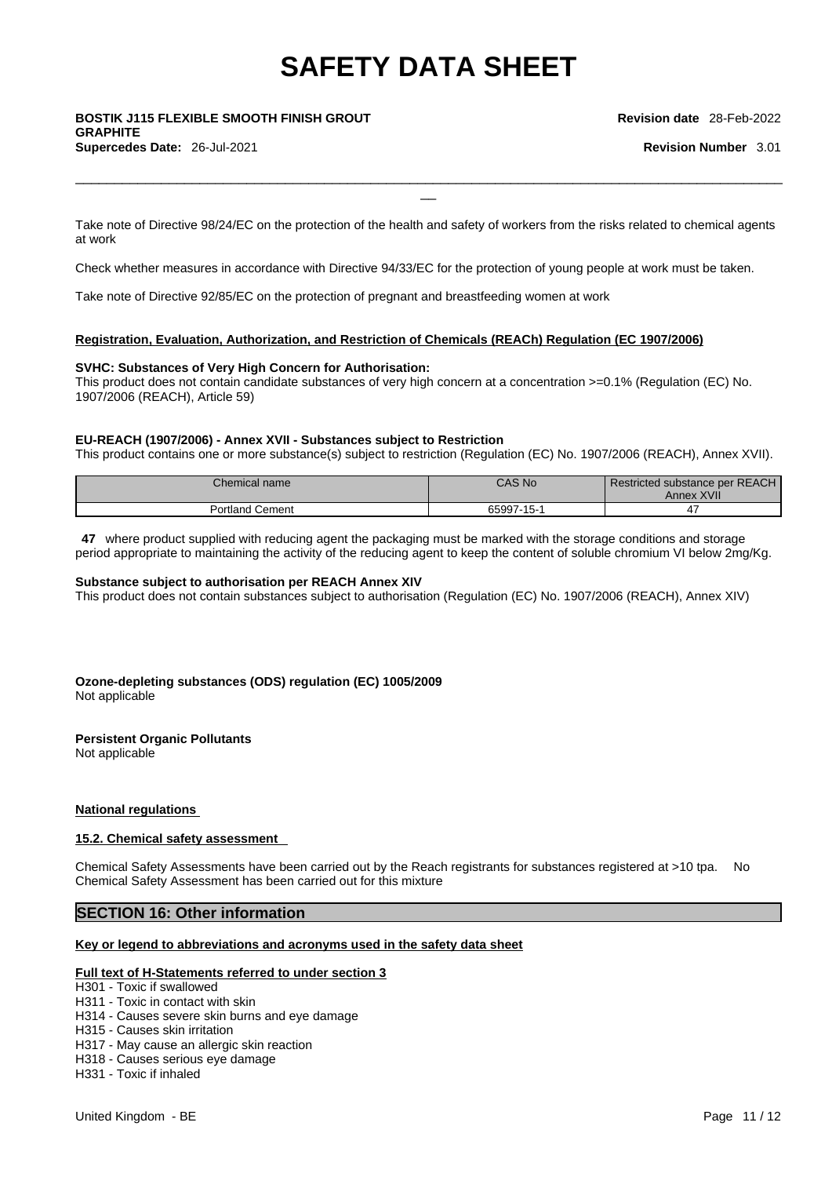Take note of Directive 98/24/EC on the protection of the health and safety of workers from the risks related to chemical agents at work

Check whether measures in accordance with Directive 94/33/EC for the protection of young people at work must be taken.

Take note of Directive 92/85/EC on the protection of pregnant and breastfeeding women at work

**Registration, Evaluation, Authorization, and Restriction of Chemicals (REACh) Regulation (EC 1907/2006)**

**SVHC: Substances of Very High Concern for Authorisation:**
This product does not contain candidate substances of very high concern at a concentration >=0.1% (Regulation (EC) No. 1907/2006 (REACH), Article 59)

**EU-REACH (1907/2006) - Annex XVII - Substances subject to Restriction**
This product contains one or more substance(s) subject to restriction (Regulation (EC) No. 1907/2006 (REACH), Annex XVII).

| Chemical name | CAS No | Restricted substance per REACH Annex XVII |
|---|---|---|
| Portland Cement | 65997-15-1 | 47 |

**47** where product supplied with reducing agent the packaging must be marked with the storage conditions and storage period appropriate to maintaining the activity of the reducing agent to keep the content of soluble chromium VI below 2mg/Kg.

**Substance subject to authorisation per REACH Annex XIV**
This product does not contain substances subject to authorisation (Regulation (EC) No. 1907/2006 (REACH), Annex XIV)

**Ozone-depleting substances (ODS) regulation (EC) 1005/2009**
Not applicable

**Persistent Organic Pollutants**
Not applicable

**National regulations**

**15.2. Chemical safety assessment**

Chemical Safety Assessments have been carried out by the Reach registrants for substances registered at >10 tpa. No Chemical Safety Assessment has been carried out for this mixture

## SECTION 16: Other information

**Key or legend to abbreviations and acronyms used in the safety data sheet**

**Full text of H-Statements referred to under section 3**
H301 - Toxic if swallowed
H311 - Toxic in contact with skin
H314 - Causes severe skin burns and eye damage
H315 - Causes skin irritation
H317 - May cause an allergic skin reaction
H318 - Causes serious eye damage
H331 - Toxic if inhaled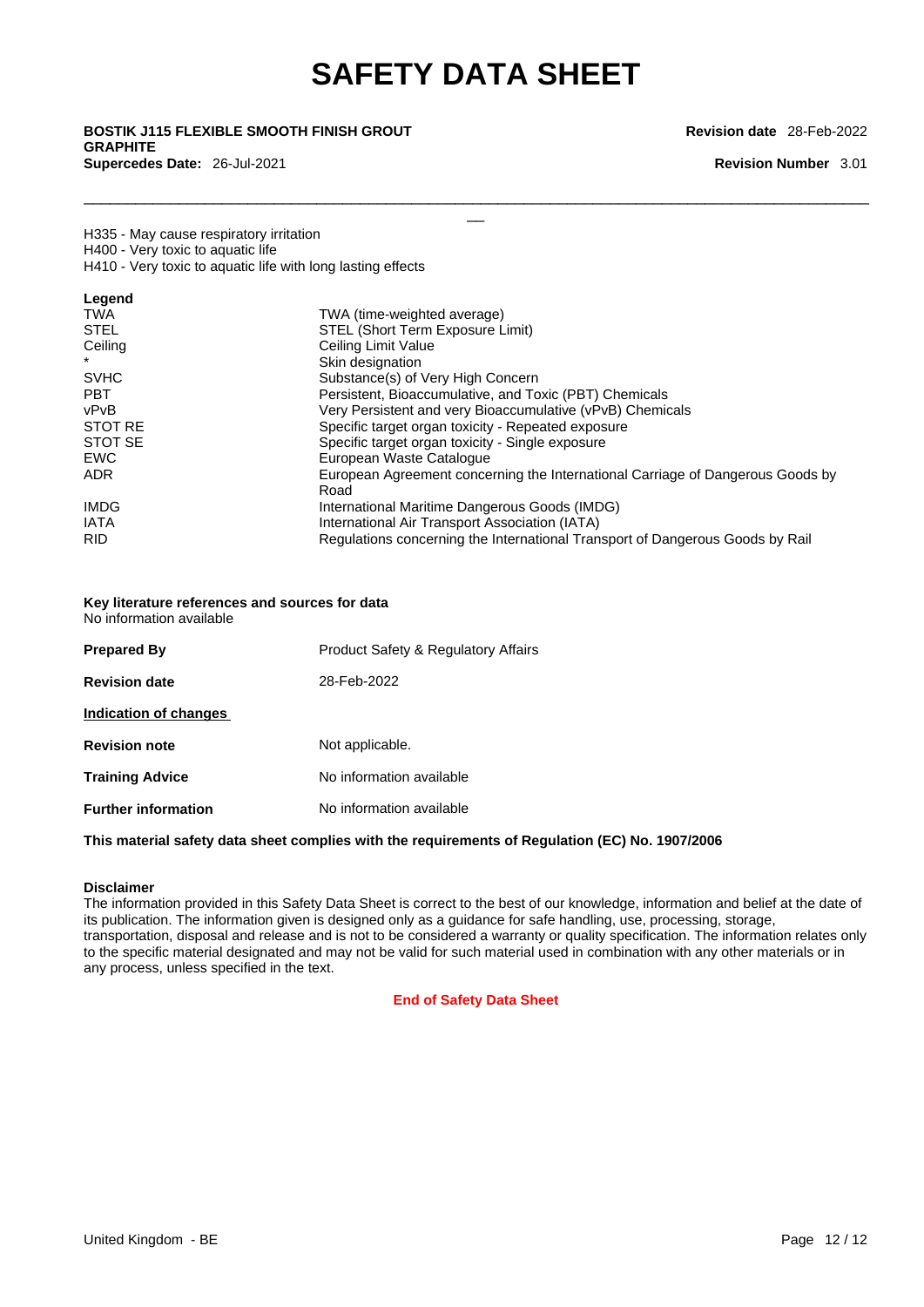H335 - May cause respiratory irritation
H400 - Very toxic to aquatic life
H410 - Very toxic to aquatic life with long lasting effects

**Legend**

| | |
|---|---|
| TWA | TWA (time-weighted average) |
| STEL | STEL (Short Term Exposure Limit) |
| Ceiling | Ceiling Limit Value |
| * | Skin designation |
| SVHC | Substance(s) of Very High Concern |
| PBT | Persistent, Bioaccumulative, and Toxic (PBT) Chemicals |
| vPvB | Very Persistent and very Bioaccumulative (vPvB) Chemicals |
| STOT RE | Specific target organ toxicity - Repeated exposure |
| STOT SE | Specific target organ toxicity - Single exposure |
| EWC | European Waste Catalogue |
| ADR | European Agreement concerning the International Carriage of Dangerous Goods by Road |
| IMDG | International Maritime Dangerous Goods (IMDG) |
| IATA | International Air Transport Association (IATA) |
| RID | Regulations concerning the International Transport of Dangerous Goods by Rail |

**Key literature references and sources for data**
No information available

| | |
|---|---|
| **Prepared By** | Product Safety & Regulatory Affairs |
| **Revision date** | 28-Feb-2022 |

**Indication of changes**

| | |
|---|---|
| **Revision note** | Not applicable. |
| **Training Advice** | No information available |
| **Further information** | No information available |

**This material safety data sheet complies with the requirements of Regulation (EC) No. 1907/2006**

**Disclaimer**
The information provided in this Safety Data Sheet is correct to the best of our knowledge, information and belief at the date of its publication. The information given is designed only as a guidance for safe handling, use, processing, storage, transportation, disposal and release and is not to be considered a warranty or quality specification. The information relates only to the specific material designated and may not be valid for such material used in combination with any other materials or in any process, unless specified in the text.

**End of Safety Data Sheet**